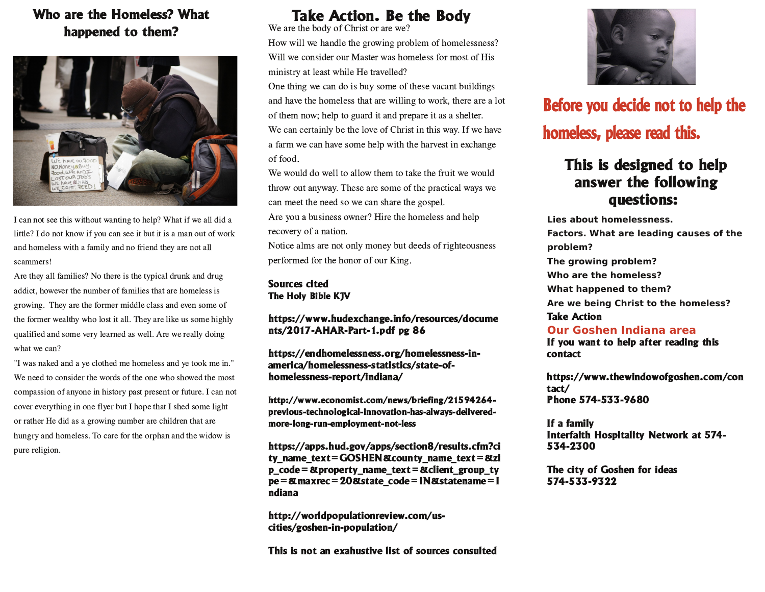# Who are the Homeless? What happened to them?

I can not see this without wanting to help? What if we all did a little? I do not know if you can see it but it is a man out of work and homeless with a family and no friend they are not all scammers!

Are they all families? No there is the typical drunk and drug addict, however the number of families that are homeless is growing. They are the former middle class and even some of the former wealthy who lost it all. They are like us some highly qualified and some very learned as well. Are we really doing what we can?

"I was naked and a ye clothed me homeless and ye took me in." We need to consider the words of the one who showed the most compassion of anyone in history past present or future. I can not cover everything in one flyer but I hope that I shed some light or rather He did as a growing number are children that are hungry and homeless. To care for the orphan and the widow is pure religion.

# Take Action. Be the Body

We are the body of Christ or are we?

How will we handle the growing problem of homelessness?

Will we consider our Master was homeless for most of His ministry at least while He travelled?

One thing we can do is buy some of these vacant buildings and have the homeless that are willing to work, there are a lot of them now; help to guard it and prepare it as a shelter.

We can certainly be the love of Christ in this way. If we have a farm we can have some help with the harvest in exchange of food.

We would do well to allow them to take the fruit we would throw out anyway. These are some of the practical ways we can meet the need so we can share the gospel.

Are you a business owner? Hire the homeless and help recovery of a nation.

Notice alms are not only money but deeds of righteousness performed for the honor of our King.

**Sources cited**
**The Holy Bible KJV**

**https://www.hudexchange.info/resources/documents/2017-AHAR-Part-1.pdf pg 86**

**https://endhomelessness.org/homelessness-in-america/homelessness-statistics/state-of-homelessness-report/indiana/**

**http://www.economist.com/news/briefing/21594264-previous-technological-innovation-has-always-delivered-more-long-run-employment-not-less**

**https://apps.hud.gov/apps/section8/results.cfm?city_name_text=GOSHEN&county_name_text=&zip_code=&property_name_text=&client_group_type=&maxrec=20&state_code=IN&statename=Indiana**

**http://worldpopulationreview.com/us-cities/goshen-in-population/**

**This is not an exahustive list of sources consulted**

## Before you decide not to help the homeless, please read this.

## This is designed to help answer the following questions:

**Lies about homelessness.**
**Factors. What are leading causes of the problem?**
**The growing problem?**
**Who are the homeless?**
**What happened to them?**
**Are we being Christ to the homeless?**
**Take Action**
**Our Goshen Indiana area**

**If you want to help after reading this contact**

**https://www.thewindowofgoshen.com/contact/**
**Phone 574-533-9680**

**If a family**
**Interfaith Hospitality Network at 574-534-2300**

**The city of Goshen for ideas**
**574-533-9322**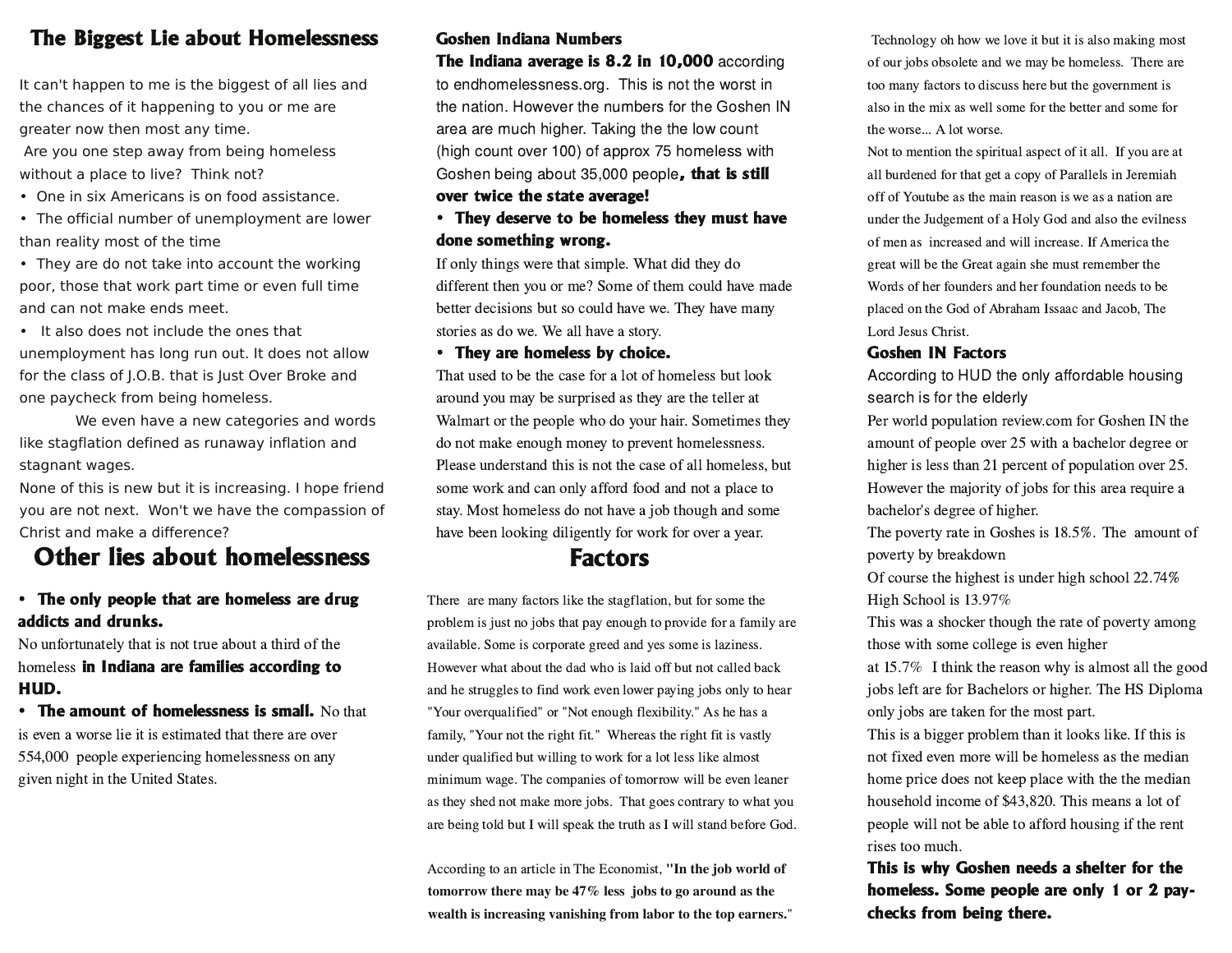## The Biggest Lie about Homelessness

It can't happen to me is the biggest of all lies and the chances of it happening to you or me are greater now then most any time.

Are you one step away from being homeless without a place to live? Think not?

- One in six Americans is on food assistance.
- The official number of unemployment are lower than reality most of the time
- They are do not take into account the working poor, those that work part time or even full time and can not make ends meet.
- It also does not include the ones that unemployment has long run out. It does not allow for the class of J.O.B. that is Just Over Broke and one paycheck from being homeless.

We even have a new categories and words like stagflation defined as runaway inflation and stagnant wages.

None of this is new but it is increasing. I hope friend you are not next. Won't we have the compassion of Christ and make a difference?

## Other lies about homelessness

- **The only people that are homeless are drug addicts and drunks.**

No unfortunately that is not true about a third of the homeless **in Indiana are families according to HUD.**

- **The amount of homelessness is small.** No that is even a worse lie it is estimated that there are over 554,000 people experiencing homelessness on any given night in the United States.

**Goshen Indiana Numbers**

**The Indiana average is 8.2 in 10,000** according to endhomelessness.org. This is not the worst in the nation. However the numbers for the Goshen IN area are much higher. Taking the the low count (high count over 100) of approx 75 homeless with Goshen being about 35,000 people**, that is still over twice the state average!**

- **They deserve to be homeless they must have done something wrong.**

If only things were that simple. What did they do different then you or me? Some of them could have made better decisions but so could have we. They have many stories as do we. We all have a story.

- **They are homeless by choice.**

That used to be the case for a lot of homeless but look around you may be surprised as they are the teller at Walmart or the people who do your hair. Sometimes they do not make enough money to prevent homelessness. Please understand this is not the case of all homeless, but some work and can only afford food and not a place to stay. Most homeless do not have a job though and some have been looking diligently for work for over a year.

## Factors

There are many factors like the stagflation, but for some the problem is just no jobs that pay enough to provide for a family are available. Some is corporate greed and yes some is laziness. However what about the dad who is laid off but not called back and he struggles to find work even lower paying jobs only to hear "Your overqualified" or "Not enough flexibility." As he has a family, "Your not the right fit." Whereas the right fit is vastly under qualified but willing to work for a lot less like almost minimum wage. The companies of tomorrow will be even leaner as they shed not make more jobs. That goes contrary to what you are being told but I will speak the truth as I will stand before God.

According to an article in The Economist, **"In the job world of tomorrow there may be 47% less jobs to go around as the wealth is increasing vanishing from labor to the top earners."**

Technology oh how we love it but it is also making most of our jobs obsolete and we may be homeless. There are too many factors to discuss here but the government is also in the mix as well some for the better and some for the worse... A lot worse.

Not to mention the spiritual aspect of it all. If you are at all burdened for that get a copy of Parallels in Jeremiah off of Youtube as the main reason is we as a nation are under the Judgement of a Holy God and also the evilness of men as increased and will increase. If America the great will be the Great again she must remember the Words of her founders and her foundation needs to be placed on the God of Abraham Issaac and Jacob, The Lord Jesus Christ.

**Goshen IN Factors**

According to HUD the only affordable housing search is for the elderly

Per world population review.com for Goshen IN the amount of people over 25 with a bachelor degree or higher is less than 21 percent of population over 25. However the majority of jobs for this area require a bachelor's degree of higher.

The poverty rate in Goshes is 18.5%. The amount of poverty by breakdown

Of course the highest is under high school 22.74%

High School is 13.97%

This was a shocker though the rate of poverty among those with some college is even higher at 15.7% I think the reason why is almost all the good jobs left are for Bachelors or higher. The HS Diploma only jobs are taken for the most part.

This is a bigger problem than it looks like. If this is not fixed even more will be homeless as the median home price does not keep place with the the median household income of $43,820. This means a lot of people will not be able to afford housing if the rent rises too much.

**This is why Goshen needs a shelter for the homeless. Some people are only 1 or 2 pay-checks from being there.**